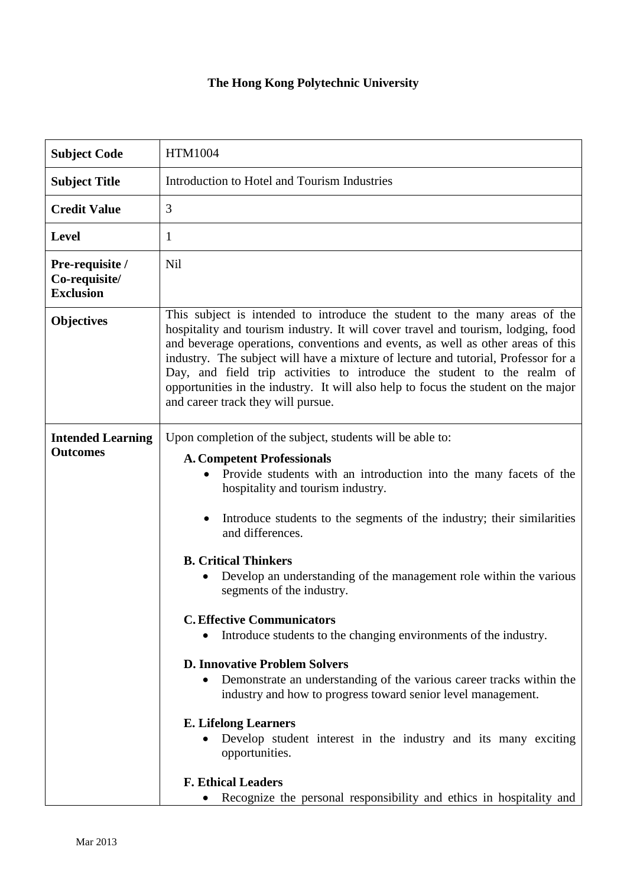**The Hong Kong Polytechnic University**

| **Subject Code** | HTM1004 |
|---|---|
| **Subject Title** | Introduction to Hotel and Tourism Industries |
| **Credit Value** | 3 |
| **Level** | 1 |
| **Pre-requisite / Co-requisite/ Exclusion** | Nil |
| **Objectives** | This subject is intended to introduce the student to the many areas of the hospitality and tourism industry. It will cover travel and tourism, lodging, food and beverage operations, conventions and events, as well as other areas of this industry. The subject will have a mixture of lecture and tutorial, Professor for a Day, and field trip activities to introduce the student to the realm of opportunities in the industry. It will also help to focus the student on the major and career track they will pursue. |
| **Intended Learning Outcomes** | Upon completion of the subject, students will be able to:<br><br>**A. Competent Professionals**<br>• Provide students with an introduction into the many facets of the hospitality and tourism industry.<br>• Introduce students to the segments of the industry; their similarities and differences.<br><br>**B. Critical Thinkers**<br>• Develop an understanding of the management role within the various segments of the industry.<br><br>**C. Effective Communicators**<br>• Introduce students to the changing environments of the industry.<br><br>**D. Innovative Problem Solvers**<br>• Demonstrate an understanding of the various career tracks within the industry and how to progress toward senior level management.<br><br>**E. Lifelong Learners**<br>• Develop student interest in the industry and its many exciting opportunities.<br><br>**F. Ethical Leaders**<br>• Recognize the personal responsibility and ethics in hospitality and |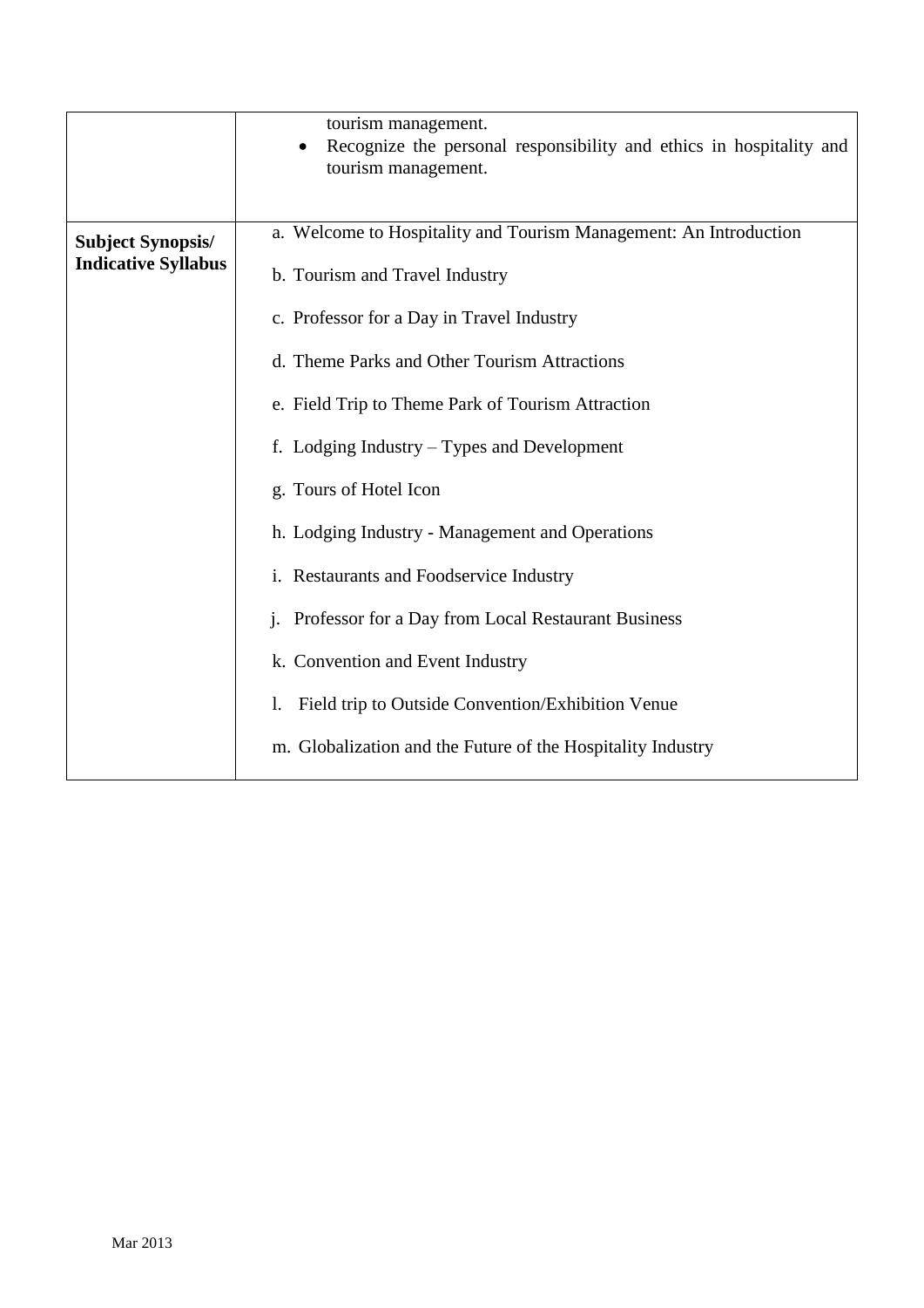| | |
|---|---|
| | tourism management.<br>• Recognize the personal responsibility and ethics in hospitality and tourism management. |
| **Subject Synopsis/ Indicative Syllabus** | a. Welcome to Hospitality and Tourism Management: An Introduction<br>b. Tourism and Travel Industry<br>c. Professor for a Day in Travel Industry<br>d. Theme Parks and Other Tourism Attractions<br>e. Field Trip to Theme Park of Tourism Attraction<br>f. Lodging Industry – Types and Development<br>g. Tours of Hotel Icon<br>h. Lodging Industry - Management and Operations<br>i. Restaurants and Foodservice Industry<br>j. Professor for a Day from Local Restaurant Business<br>k. Convention and Event Industry<br>l. Field trip to Outside Convention/Exhibition Venue<br>m. Globalization and the Future of the Hospitality Industry |

Mar 2013